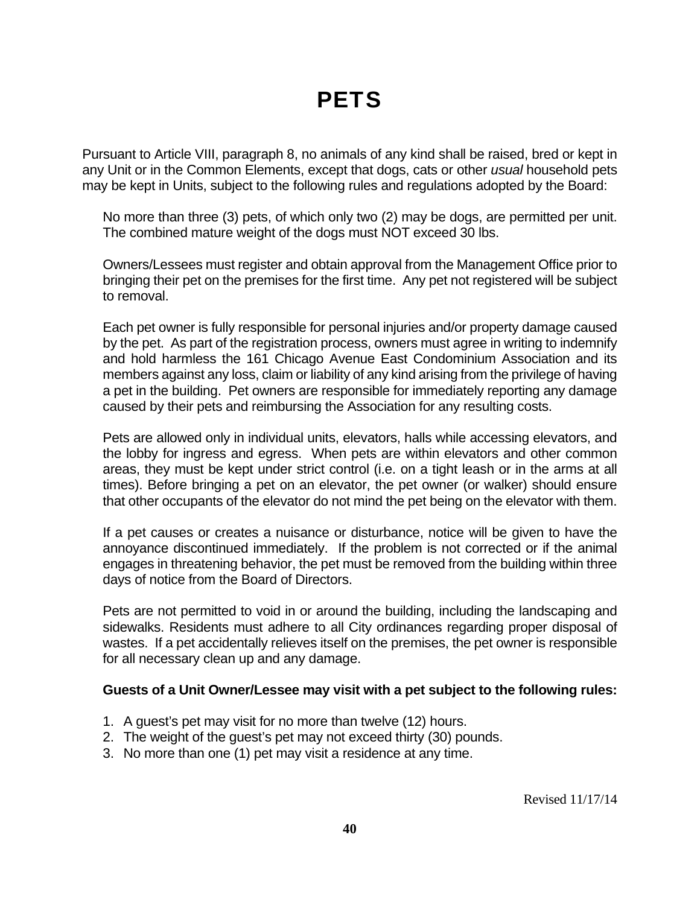# PETS

Pursuant to Article VIII, paragraph 8, no animals of any kind shall be raised, bred or kept in any Unit or in the Common Elements, except that dogs, cats or other *usual* household pets may be kept in Units, subject to the following rules and regulations adopted by the Board:

No more than three (3) pets, of which only two (2) may be dogs, are permitted per unit. The combined mature weight of the dogs must NOT exceed 30 lbs.

Owners/Lessees must register and obtain approval from the Management Office prior to bringing their pet on the premises for the first time. Any pet not registered will be subject to removal.

Each pet owner is fully responsible for personal injuries and/or property damage caused by the pet. As part of the registration process, owners must agree in writing to indemnify and hold harmless the 161 Chicago Avenue East Condominium Association and its members against any loss, claim or liability of any kind arising from the privilege of having a pet in the building. Pet owners are responsible for immediately reporting any damage caused by their pets and reimbursing the Association for any resulting costs.

Pets are allowed only in individual units, elevators, halls while accessing elevators, and the lobby for ingress and egress. When pets are within elevators and other common areas, they must be kept under strict control (i.e. on a tight leash or in the arms at all times). Before bringing a pet on an elevator, the pet owner (or walker) should ensure that other occupants of the elevator do not mind the pet being on the elevator with them.

If a pet causes or creates a nuisance or disturbance, notice will be given to have the annoyance discontinued immediately. If the problem is not corrected or if the animal engages in threatening behavior, the pet must be removed from the building within three days of notice from the Board of Directors.

Pets are not permitted to void in or around the building, including the landscaping and sidewalks. Residents must adhere to all City ordinances regarding proper disposal of wastes. If a pet accidentally relieves itself on the premises, the pet owner is responsible for all necessary clean up and any damage.

**Guests of a Unit Owner/Lessee may visit with a pet subject to the following rules:**

1. A guest's pet may visit for no more than twelve (12) hours.
2. The weight of the guest's pet may not exceed thirty (30) pounds.
3. No more than one (1) pet may visit a residence at any time.

Revised 11/17/14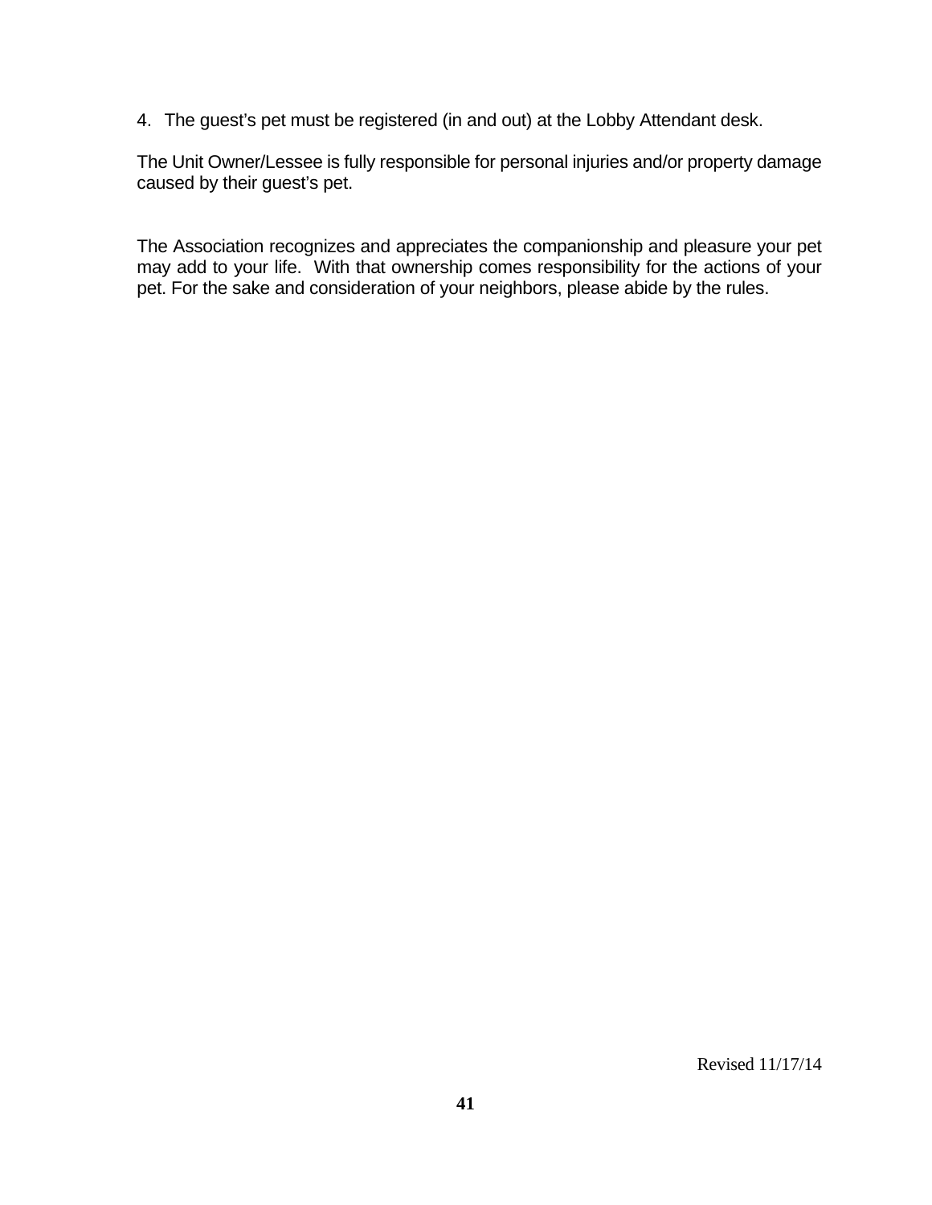4. The guest's pet must be registered (in and out) at the Lobby Attendant desk.

The Unit Owner/Lessee is fully responsible for personal injuries and/or property damage caused by their guest's pet.

The Association recognizes and appreciates the companionship and pleasure your pet may add to your life. With that ownership comes responsibility for the actions of your pet. For the sake and consideration of your neighbors, please abide by the rules.

Revised 11/17/14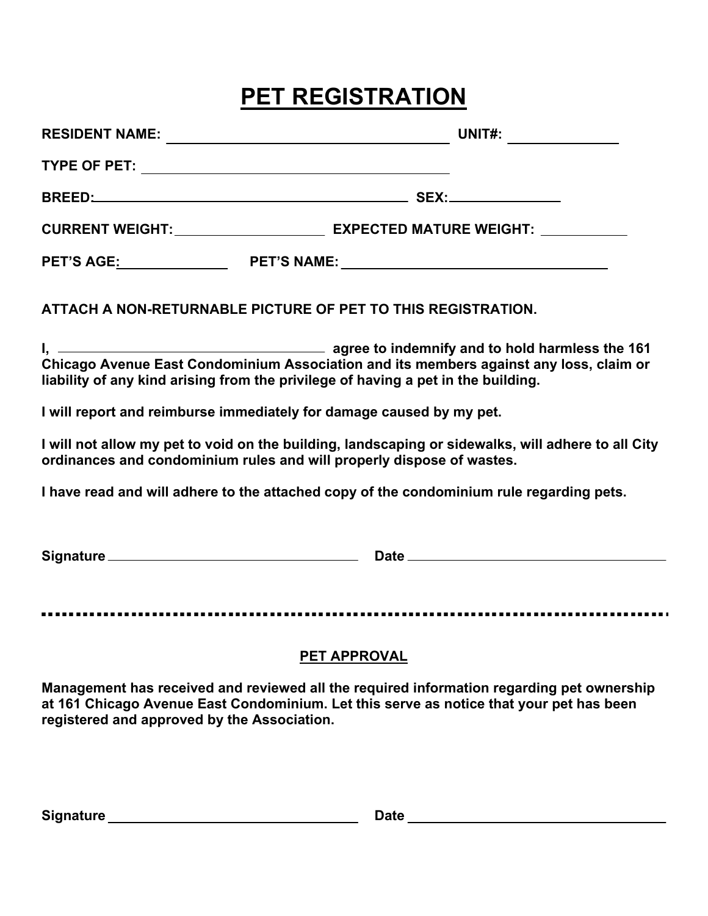# PET REGISTRATION

**RESIDENT NAME:** ______________________________ **UNIT#:** ____________

**TYPE OF PET:** ______________________________

**BREED:** ______________________________ **SEX:** ____________

**CURRENT WEIGHT:** ______________ **EXPECTED MATURE WEIGHT:** __________

**PET'S AGE:** ____________ **PET'S NAME:** ______________________________

**ATTACH A NON-RETURNABLE PICTURE OF PET TO THIS REGISTRATION.**

**I, ______________________________ agree to indemnify and to hold harmless the 161 Chicago Avenue East Condominium Association and its members against any loss, claim or liability of any kind arising from the privilege of having a pet in the building.**

**I will report and reimburse immediately for damage caused by my pet.**

**I will not allow my pet to void on the building, landscaping or sidewalks, will adhere to all City ordinances and condominium rules and will properly dispose of wastes.**

**I have read and will adhere to the attached copy of the condominium rule regarding pets.**

**Signature** ______________________________ **Date** ______________________________

---

## PET APPROVAL

**Management has received and reviewed all the required information regarding pet ownership at 161 Chicago Avenue East Condominium. Let this serve as notice that your pet has been registered and approved by the Association.**

**Signature** ______________________________ **Date** ______________________________